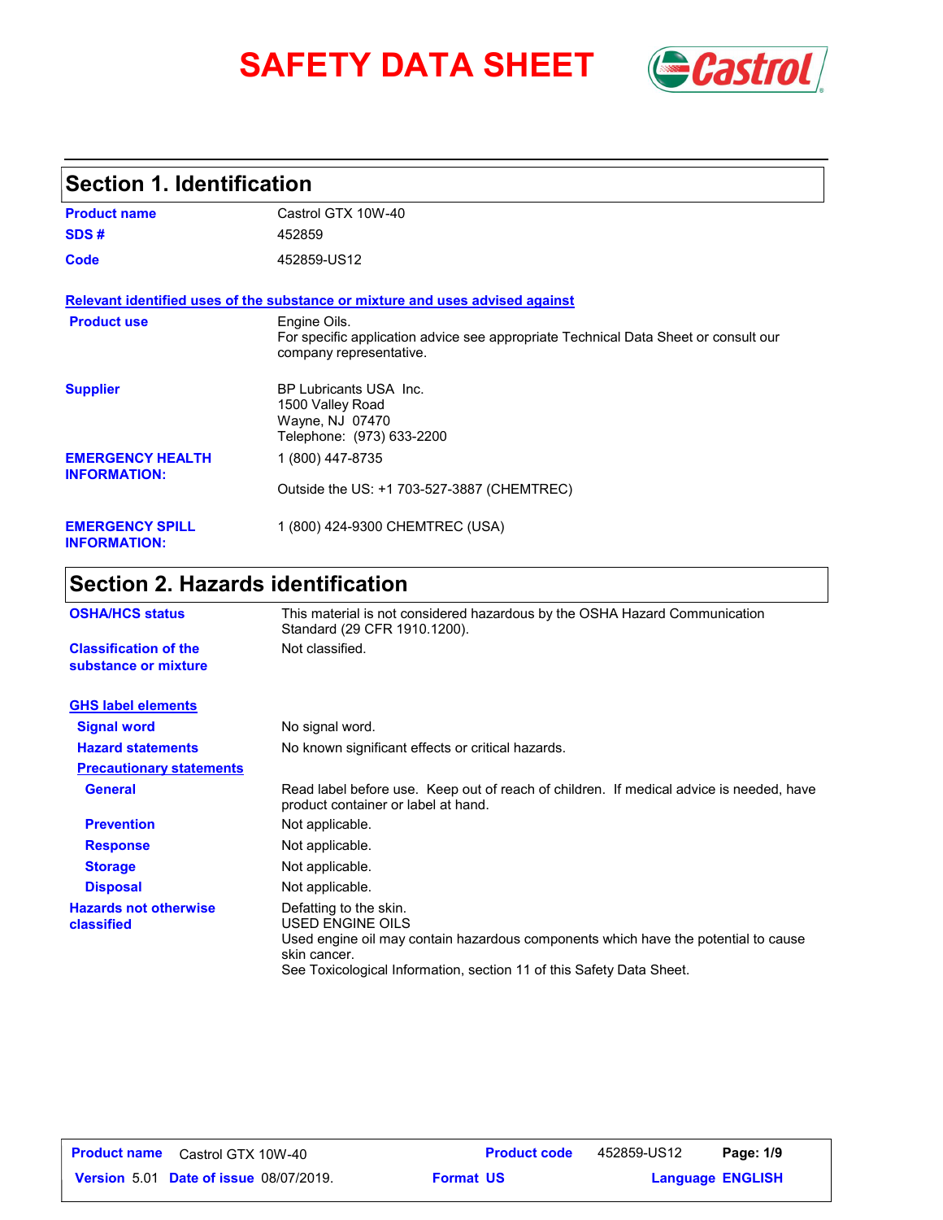# SAFETY DATA SHEET

## Section 1. Identification

| | |
|---|---|
| **Product name** | Castrol GTX 10W-40 |
| **SDS #** | 452859 |
| **Code** | 452859-US12 |

**Relevant identified uses of the substance or mixture and uses advised against**

| | |
|---|---|
| **Product use** | Engine Oils.<br>For specific application advice see appropriate Technical Data Sheet or consult our company representative. |
| **Supplier** | BP Lubricants USA Inc.<br>1500 Valley Road<br>Wayne, NJ 07470<br>Telephone: (973) 633-2200 |
| **EMERGENCY HEALTH INFORMATION:** | 1 (800) 447-8735<br>Outside the US: +1 703-527-3887 (CHEMTREC) |
| **EMERGENCY SPILL INFORMATION:** | 1 (800) 424-9300 CHEMTREC (USA) |

## Section 2. Hazards identification

| | |
|---|---|
| **OSHA/HCS status** | This material is not considered hazardous by the OSHA Hazard Communication Standard (29 CFR 1910.1200). |
| **Classification of the substance or mixture** | Not classified. |

**GHS label elements**

| | |
|---|---|
| **Signal word** | No signal word. |
| **Hazard statements** | No known significant effects or critical hazards. |

**Precautionary statements**

| | |
|---|---|
| **General** | Read label before use. Keep out of reach of children. If medical advice is needed, have product container or label at hand. |
| **Prevention** | Not applicable. |
| **Response** | Not applicable. |
| **Storage** | Not applicable. |
| **Disposal** | Not applicable. |
| **Hazards not otherwise classified** | Defatting to the skin.<br>USED ENGINE OILS<br>Used engine oil may contain hazardous components which have the potential to cause skin cancer.<br>See Toxicological Information, section 11 of this Safety Data Sheet. |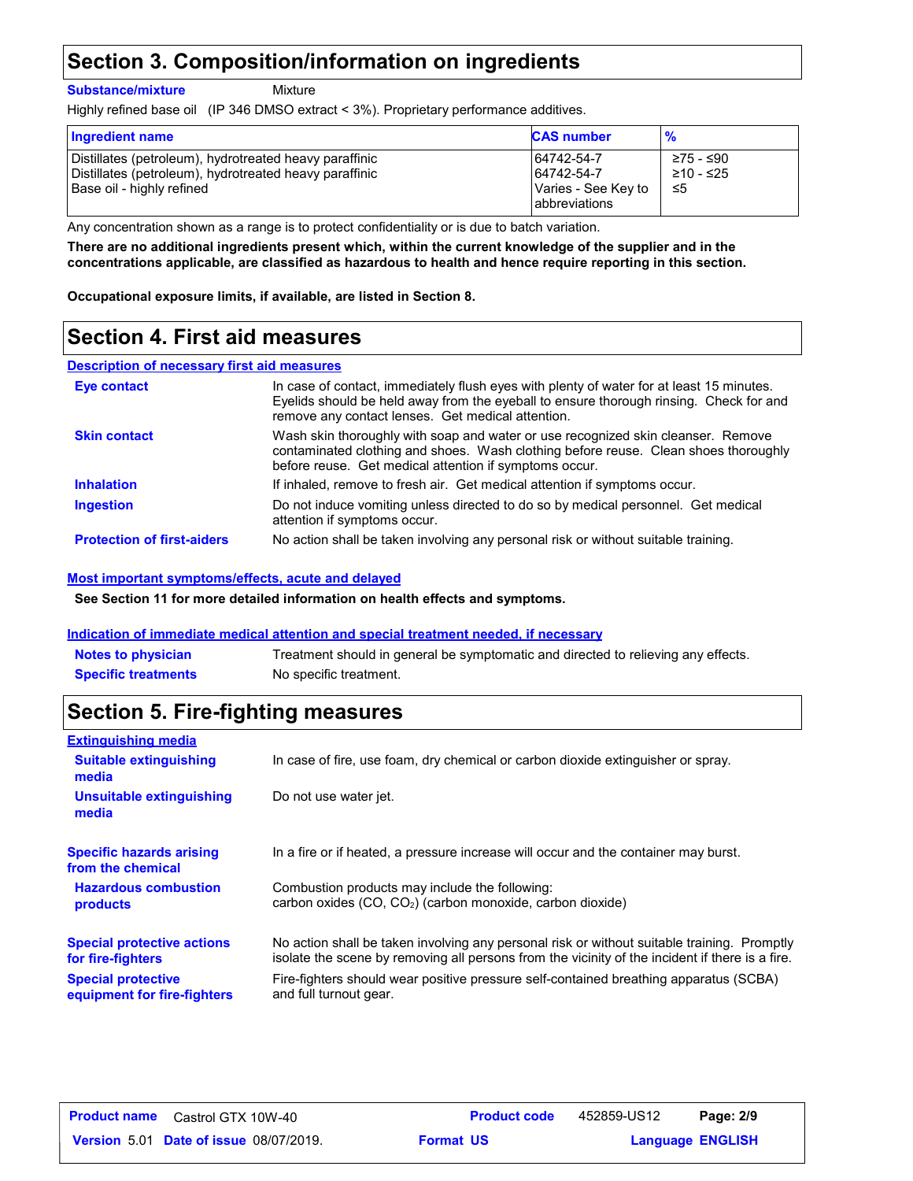## Section 3. Composition/information on ingredients

**Substance/mixture** Mixture

Highly refined base oil (IP 346 DMSO extract < 3%). Proprietary performance additives.

| Ingredient name | CAS number | % |
|---|---|---|
| Distillates (petroleum), hydrotreated heavy paraffinic | 64742-54-7 | ≥75 - ≤90 |
| Distillates (petroleum), hydrotreated heavy paraffinic | 64742-54-7 | ≥10 - ≤25 |
| Base oil - highly refined | Varies - See Key to abbreviations | ≤5 |

Any concentration shown as a range is to protect confidentiality or is due to batch variation.

**There are no additional ingredients present which, within the current knowledge of the supplier and in the concentrations applicable, are classified as hazardous to health and hence require reporting in this section.**

**Occupational exposure limits, if available, are listed in Section 8.**

## Section 4. First aid measures

### Description of necessary first aid measures

**Eye contact** In case of contact, immediately flush eyes with plenty of water for at least 15 minutes. Eyelids should be held away from the eyeball to ensure thorough rinsing. Check for and remove any contact lenses. Get medical attention.

**Skin contact** Wash skin thoroughly with soap and water or use recognized skin cleanser. Remove contaminated clothing and shoes. Wash clothing before reuse. Clean shoes thoroughly before reuse. Get medical attention if symptoms occur.

**Inhalation** If inhaled, remove to fresh air. Get medical attention if symptoms occur.

**Ingestion** Do not induce vomiting unless directed to do so by medical personnel. Get medical attention if symptoms occur.

**Protection of first-aiders** No action shall be taken involving any personal risk or without suitable training.

### Most important symptoms/effects, acute and delayed

**See Section 11 for more detailed information on health effects and symptoms.**

### Indication of immediate medical attention and special treatment needed, if necessary

**Notes to physician** Treatment should in general be symptomatic and directed to relieving any effects.

**Specific treatments** No specific treatment.

## Section 5. Fire-fighting measures

### Extinguishing media

**Suitable extinguishing media** In case of fire, use foam, dry chemical or carbon dioxide extinguisher or spray.

**Unsuitable extinguishing media** Do not use water jet.

**Specific hazards arising from the chemical** In a fire or if heated, a pressure increase will occur and the container may burst.

**Hazardous combustion products** Combustion products may include the following:
carbon oxides ($CO$, $CO_2$) (carbon monoxide, carbon dioxide)

**Special protective actions for fire-fighters** No action shall be taken involving any personal risk or without suitable training. Promptly isolate the scene by removing all persons from the vicinity of the incident if there is a fire.

**Special protective equipment for fire-fighters** Fire-fighters should wear positive pressure self-contained breathing apparatus (SCBA) and full turnout gear.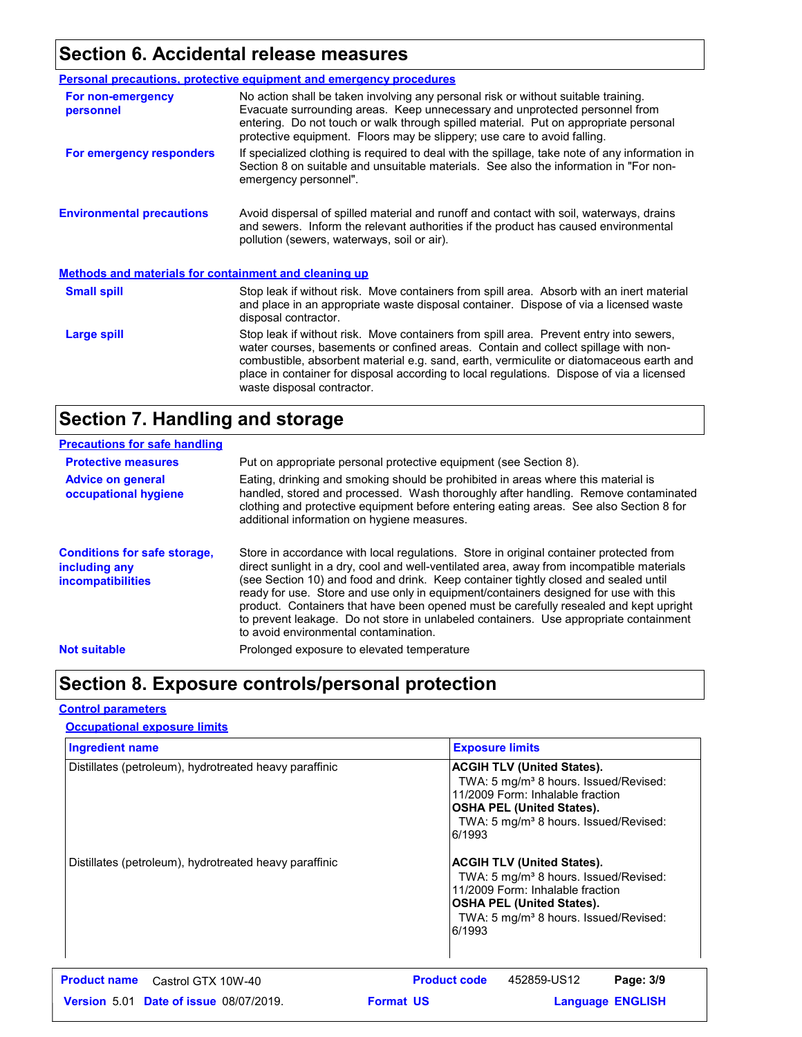## Section 6. Accidental release measures

### Personal precautions, protective equipment and emergency procedures

**For non-emergency personnel**

No action shall be taken involving any personal risk or without suitable training. Evacuate surrounding areas. Keep unnecessary and unprotected personnel from entering. Do not touch or walk through spilled material. Put on appropriate personal protective equipment. Floors may be slippery; use care to avoid falling.

**For emergency responders**

If specialized clothing is required to deal with the spillage, take note of any information in Section 8 on suitable and unsuitable materials. See also the information in "For non-emergency personnel".

**Environmental precautions**

Avoid dispersal of spilled material and runoff and contact with soil, waterways, drains and sewers. Inform the relevant authorities if the product has caused environmental pollution (sewers, waterways, soil or air).

### Methods and materials for containment and cleaning up

**Small spill**

Stop leak if without risk. Move containers from spill area. Absorb with an inert material and place in an appropriate waste disposal container. Dispose of via a licensed waste disposal contractor.

**Large spill**

Stop leak if without risk. Move containers from spill area. Prevent entry into sewers, water courses, basements or confined areas. Contain and collect spillage with non-combustible, absorbent material e.g. sand, earth, vermiculite or diatomaceous earth and place in container for disposal according to local regulations. Dispose of via a licensed waste disposal contractor.

## Section 7. Handling and storage

### Precautions for safe handling

**Protective measures**

Put on appropriate personal protective equipment (see Section 8).

**Advice on general occupational hygiene**

Eating, drinking and smoking should be prohibited in areas where this material is handled, stored and processed. Wash thoroughly after handling. Remove contaminated clothing and protective equipment before entering eating areas. See also Section 8 for additional information on hygiene measures.

**Conditions for safe storage, including any incompatibilities**

Store in accordance with local regulations. Store in original container protected from direct sunlight in a dry, cool and well-ventilated area, away from incompatible materials (see Section 10) and food and drink. Keep container tightly closed and sealed until ready for use. Store and use only in equipment/containers designed for use with this product. Containers that have been opened must be carefully resealed and kept upright to prevent leakage. Do not store in unlabeled containers. Use appropriate containment to avoid environmental contamination.

**Not suitable**

Prolonged exposure to elevated temperature

## Section 8. Exposure controls/personal protection

### Control parameters

#### Occupational exposure limits

| Ingredient name | Exposure limits |
|---|---|
| Distillates (petroleum), hydrotreated heavy paraffinic | **ACGIH TLV (United States).**<br>TWA: 5 mg/m³ 8 hours. Issued/Revised: 11/2009 Form: Inhalable fraction<br>**OSHA PEL (United States).**<br>TWA: 5 mg/m³ 8 hours. Issued/Revised: 6/1993 |
| Distillates (petroleum), hydrotreated heavy paraffinic | **ACGIH TLV (United States).**<br>TWA: 5 mg/m³ 8 hours. Issued/Revised: 11/2009 Form: Inhalable fraction<br>**OSHA PEL (United States).**<br>TWA: 5 mg/m³ 8 hours. Issued/Revised: 6/1993 |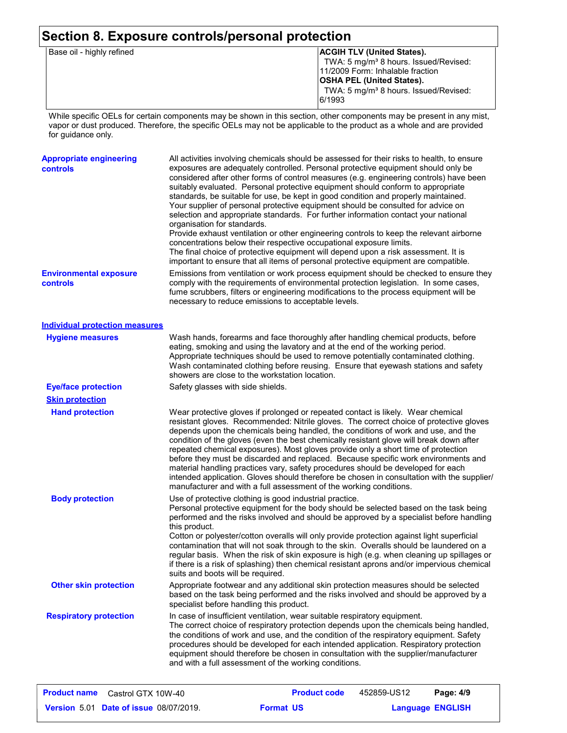## Section 8. Exposure controls/personal protection

| | |
|---|---|
| Base oil - highly refined | **ACGIH TLV (United States).**<br>TWA: 5 mg/m³ 8 hours. Issued/Revised: 11/2009 Form: Inhalable fraction<br>**OSHA PEL (United States).**<br>TWA: 5 mg/m³ 8 hours. Issued/Revised: 6/1993 |

While specific OELs for certain components may be shown in this section, other components may be present in any mist, vapor or dust produced. Therefore, the specific OELs may not be applicable to the product as a whole and are provided for guidance only.

**Appropriate engineering controls**

All activities involving chemicals should be assessed for their risks to health, to ensure exposures are adequately controlled. Personal protective equipment should only be considered after other forms of control measures (e.g. engineering controls) have been suitably evaluated. Personal protective equipment should conform to appropriate standards, be suitable for use, be kept in good condition and properly maintained. Your supplier of personal protective equipment should be consulted for advice on selection and appropriate standards. For further information contact your national organisation for standards.
Provide exhaust ventilation or other engineering controls to keep the relevant airborne concentrations below their respective occupational exposure limits.
The final choice of protective equipment will depend upon a risk assessment. It is important to ensure that all items of personal protective equipment are compatible.

**Environmental exposure controls**

Emissions from ventilation or work process equipment should be checked to ensure they comply with the requirements of environmental protection legislation. In some cases, fume scrubbers, filters or engineering modifications to the process equipment will be necessary to reduce emissions to acceptable levels.

### Individual protection measures

**Hygiene measures**

Wash hands, forearms and face thoroughly after handling chemical products, before eating, smoking and using the lavatory and at the end of the working period. Appropriate techniques should be used to remove potentially contaminated clothing. Wash contaminated clothing before reusing. Ensure that eyewash stations and safety showers are close to the workstation location.

**Eye/face protection**

Safety glasses with side shields.

**Skin protection**

**Hand protection**

Wear protective gloves if prolonged or repeated contact is likely. Wear chemical resistant gloves. Recommended: Nitrile gloves. The correct choice of protective gloves depends upon the chemicals being handled, the conditions of work and use, and the condition of the gloves (even the best chemically resistant glove will break down after repeated chemical exposures). Most gloves provide only a short time of protection before they must be discarded and replaced. Because specific work environments and material handling practices vary, safety procedures should be developed for each intended application. Gloves should therefore be chosen in consultation with the supplier/ manufacturer and with a full assessment of the working conditions.

**Body protection**

Use of protective clothing is good industrial practice.
Personal protective equipment for the body should be selected based on the task being performed and the risks involved and should be approved by a specialist before handling this product.
Cotton or polyester/cotton overalls will only provide protection against light superficial contamination that will not soak through to the skin. Overalls should be laundered on a regular basis. When the risk of skin exposure is high (e.g. when cleaning up spillages or if there is a risk of splashing) then chemical resistant aprons and/or impervious chemical suits and boots will be required.

**Other skin protection**

Appropriate footwear and any additional skin protection measures should be selected based on the task being performed and the risks involved and should be approved by a specialist before handling this product.

**Respiratory protection**

In case of insufficient ventilation, wear suitable respiratory equipment.
The correct choice of respiratory protection depends upon the chemicals being handled, the conditions of work and use, and the condition of the respiratory equipment. Safety procedures should be developed for each intended application. Respiratory protection equipment should therefore be chosen in consultation with the supplier/manufacturer and with a full assessment of the working conditions.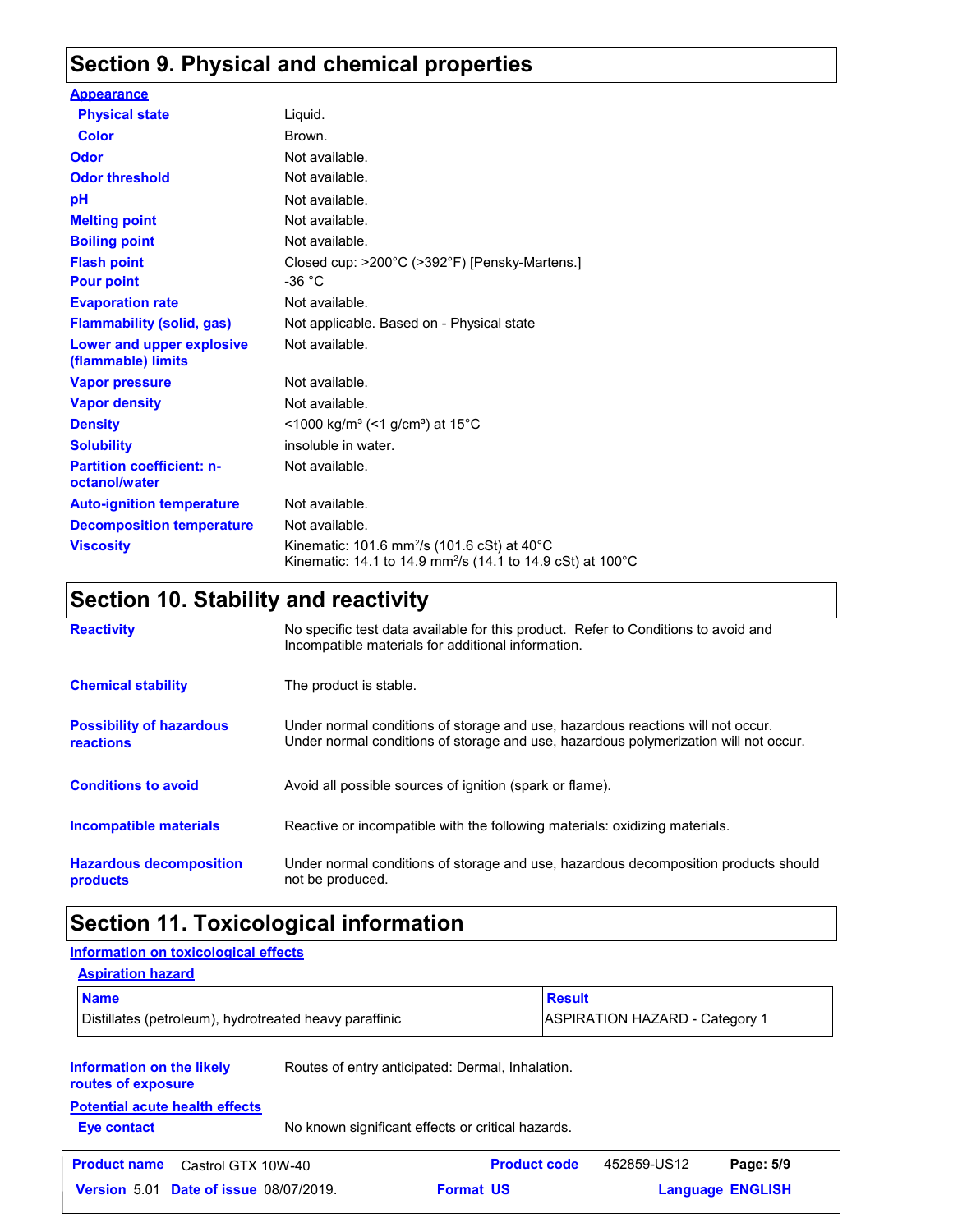## Section 9. Physical and chemical properties

**Appearance**

| | |
|---|---|
| **Physical state** | Liquid. |
| **Color** | Brown. |
| **Odor** | Not available. |
| **Odor threshold** | Not available. |
| **pH** | Not available. |
| **Melting point** | Not available. |
| **Boiling point** | Not available. |
| **Flash point** | Closed cup: >200°C (>392°F) [Pensky-Martens.] |
| **Pour point** | -36 °C |
| **Evaporation rate** | Not available. |
| **Flammability (solid, gas)** | Not applicable. Based on - Physical state |
| **Lower and upper explosive (flammable) limits** | Not available. |
| **Vapor pressure** | Not available. |
| **Vapor density** | Not available. |
| **Density** | <1000 kg/m³ (<1 g/cm³) at 15°C |
| **Solubility** | insoluble in water. |
| **Partition coefficient: n-octanol/water** | Not available. |
| **Auto-ignition temperature** | Not available. |
| **Decomposition temperature** | Not available. |
| **Viscosity** | Kinematic: 101.6 mm²/s (101.6 cSt) at 40°C<br>Kinematic: 14.1 to 14.9 mm²/s (14.1 to 14.9 cSt) at 100°C |

## Section 10. Stability and reactivity

| | |
|---|---|
| **Reactivity** | No specific test data available for this product. Refer to Conditions to avoid and Incompatible materials for additional information. |
| **Chemical stability** | The product is stable. |
| **Possibility of hazardous reactions** | Under normal conditions of storage and use, hazardous reactions will not occur.<br>Under normal conditions of storage and use, hazardous polymerization will not occur. |
| **Conditions to avoid** | Avoid all possible sources of ignition (spark or flame). |
| **Incompatible materials** | Reactive or incompatible with the following materials: oxidizing materials. |
| **Hazardous decomposition products** | Under normal conditions of storage and use, hazardous decomposition products should not be produced. |

## Section 11. Toxicological information

**Information on toxicological effects**

**Aspiration hazard**

| Name | Result |
|---|---|
| Distillates (petroleum), hydrotreated heavy paraffinic | ASPIRATION HAZARD - Category 1 |

**Information on the likely routes of exposure**: Routes of entry anticipated: Dermal, Inhalation.

**Potential acute health effects**

**Eye contact**: No known significant effects or critical hazards.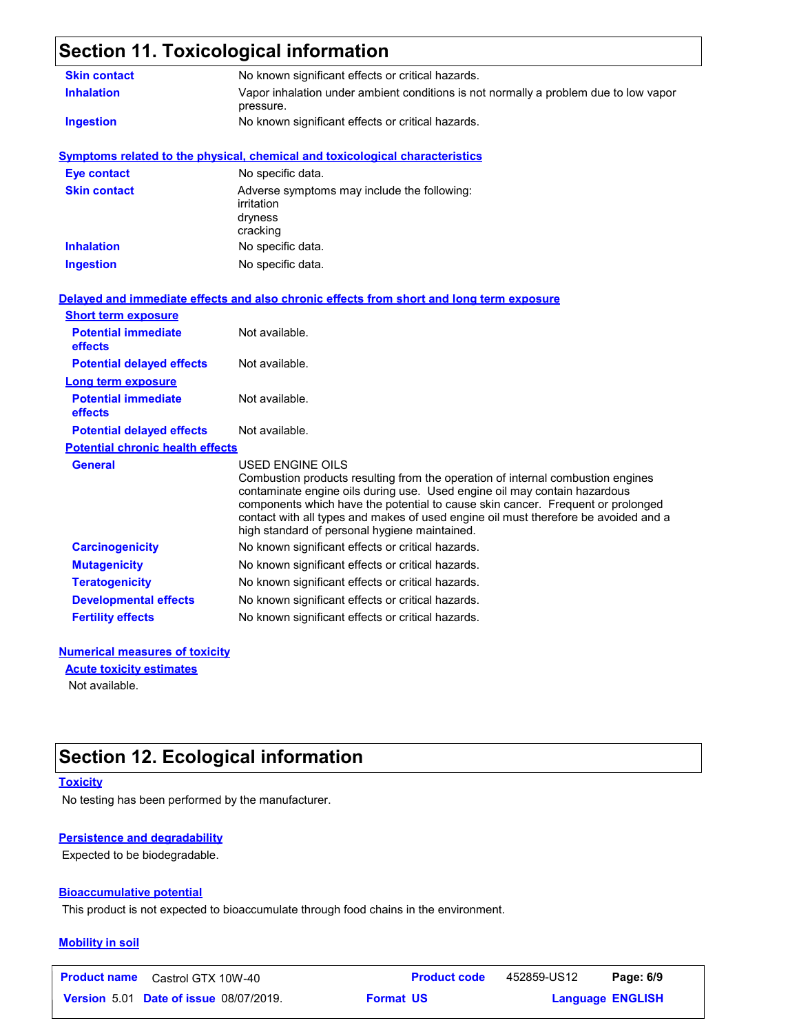## Section 11. Toxicological information

| | |
|---|---|
| **Skin contact** | No known significant effects or critical hazards. |
| **Inhalation** | Vapor inhalation under ambient conditions is not normally a problem due to low vapor pressure. |
| **Ingestion** | No known significant effects or critical hazards. |

### Symptoms related to the physical, chemical and toxicological characteristics

| | |
|---|---|
| **Eye contact** | No specific data. |
| **Skin contact** | Adverse symptoms may include the following:<br>irritation<br>dryness<br>cracking |
| **Inhalation** | No specific data. |
| **Ingestion** | No specific data. |

### Delayed and immediate effects and also chronic effects from short and long term exposure

**Short term exposure**

| | |
|---|---|
| **Potential immediate effects** | Not available. |
| **Potential delayed effects** | Not available. |

**Long term exposure**

| | |
|---|---|
| **Potential immediate effects** | Not available. |
| **Potential delayed effects** | Not available. |

**Potential chronic health effects**

| | |
|---|---|
| **General** | USED ENGINE OILS<br>Combustion products resulting from the operation of internal combustion engines contaminate engine oils during use. Used engine oil may contain hazardous components which have the potential to cause skin cancer. Frequent or prolonged contact with all types and makes of used engine oil must therefore be avoided and a high standard of personal hygiene maintained. |
| **Carcinogenicity** | No known significant effects or critical hazards. |
| **Mutagenicity** | No known significant effects or critical hazards. |
| **Teratogenicity** | No known significant effects or critical hazards. |
| **Developmental effects** | No known significant effects or critical hazards. |
| **Fertility effects** | No known significant effects or critical hazards. |

### Numerical measures of toxicity

**Acute toxicity estimates**

Not available.

## Section 12. Ecological information

### Toxicity

No testing has been performed by the manufacturer.

### Persistence and degradability

Expected to be biodegradable.

### Bioaccumulative potential

This product is not expected to bioaccumulate through food chains in the environment.

### Mobility in soil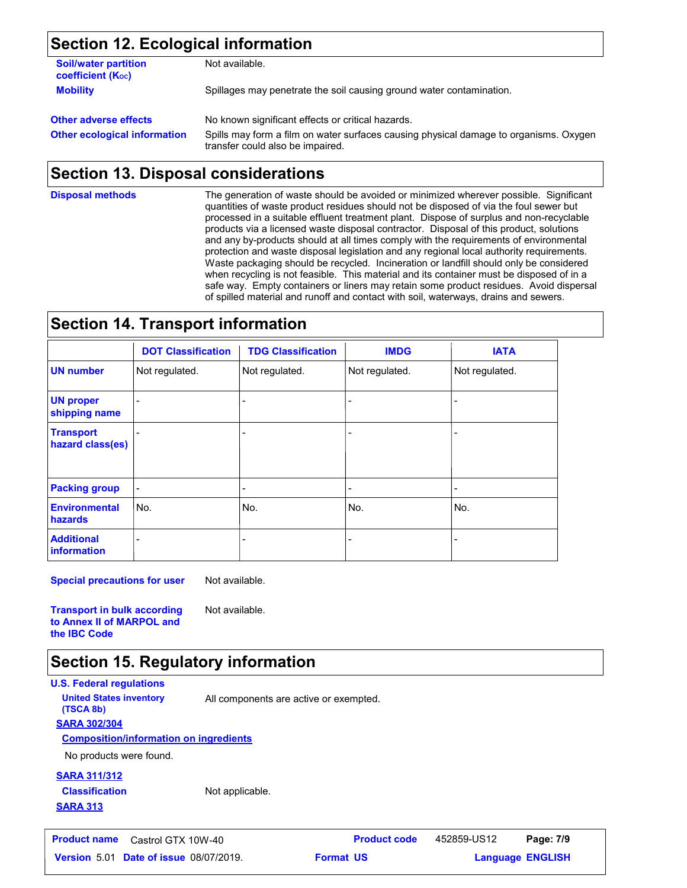## Section 12. Ecological information

**Soil/water partition coefficient ($K_{OC}$)** Not available.

**Mobility** Spillages may penetrate the soil causing ground water contamination.

**Other adverse effects** No known significant effects or critical hazards.

**Other ecological information** Spills may form a film on water surfaces causing physical damage to organisms. Oxygen transfer could also be impaired.

## Section 13. Disposal considerations

**Disposal methods** The generation of waste should be avoided or minimized wherever possible. Significant quantities of waste product residues should not be disposed of via the foul sewer but processed in a suitable effluent treatment plant. Dispose of surplus and non-recyclable products via a licensed waste disposal contractor. Disposal of this product, solutions and any by-products should at all times comply with the requirements of environmental protection and waste disposal legislation and any regional local authority requirements. Waste packaging should be recycled. Incineration or landfill should only be considered when recycling is not feasible. This material and its container must be disposed of in a safe way. Empty containers or liners may retain some product residues. Avoid dispersal of spilled material and runoff and contact with soil, waterways, drains and sewers.

## Section 14. Transport information

| | DOT Classification | TDG Classification | IMDG | IATA |
|---|---|---|---|---|
| **UN number** | Not regulated. | Not regulated. | Not regulated. | Not regulated. |
| **UN proper shipping name** | - | - | - | - |
| **Transport hazard class(es)** | - | - | - | - |
| **Packing group** | - | - | - | - |
| **Environmental hazards** | No. | No. | No. | No. |
| **Additional information** | - | - | - | - |

**Special precautions for user** Not available.

**Transport in bulk according to Annex II of MARPOL and the IBC Code** Not available.

## Section 15. Regulatory information

**U.S. Federal regulations**

**United States inventory (TSCA 8b)** All components are active or exempted.

**SARA 302/304**

**Composition/information on ingredients**

No products were found.

**SARA 311/312**

**Classification** Not applicable.

**SARA 313**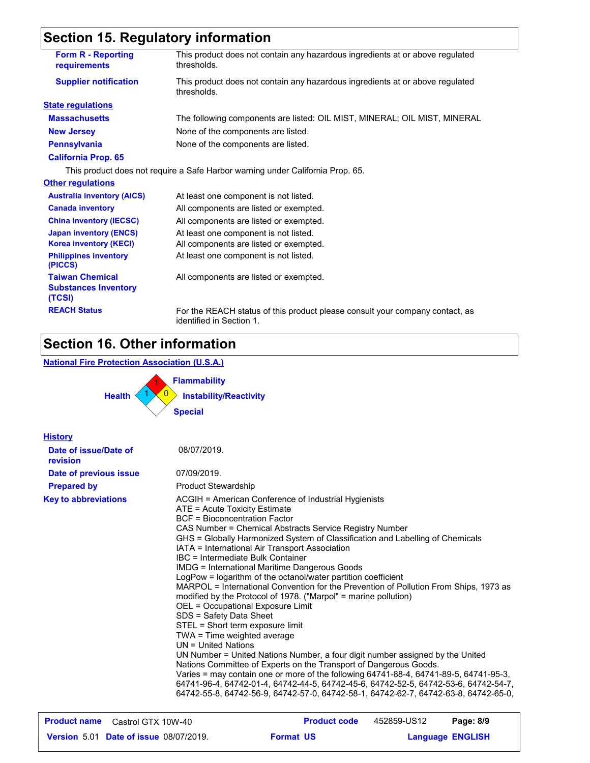## Section 15. Regulatory information

| | |
|---|---|
| **Form R - Reporting requirements** | This product does not contain any hazardous ingredients at or above regulated thresholds. |
| **Supplier notification** | This product does not contain any hazardous ingredients at or above regulated thresholds. |

**State regulations**

| | |
|---|---|
| **Massachusetts** | The following components are listed: OIL MIST, MINERAL; OIL MIST, MINERAL |
| **New Jersey** | None of the components are listed. |
| **Pennsylvania** | None of the components are listed. |

**California Prop. 65**

This product does not require a Safe Harbor warning under California Prop. 65.

**Other regulations**

| | |
|---|---|
| **Australia inventory (AICS)** | At least one component is not listed. |
| **Canada inventory** | All components are listed or exempted. |
| **China inventory (IECSC)** | All components are listed or exempted. |
| **Japan inventory (ENCS)** | At least one component is not listed. |
| **Korea inventory (KECI)** | All components are listed or exempted. |
| **Philippines inventory (PICCS)** | At least one component is not listed. |
| **Taiwan Chemical Substances Inventory (TCSI)** | All components are listed or exempted. |
| **REACH Status** | For the REACH status of this product please consult your company contact, as identified in Section 1. |

## Section 16. Other information

**National Fire Protection Association (U.S.A.)**

Health: 1
Flammability: 1
Instability/Reactivity: 0
Special

**History**

| | |
|---|---|
| **Date of issue/Date of revision** | 08/07/2019. |
| **Date of previous issue** | 07/09/2019. |
| **Prepared by** | Product Stewardship |

**Key to abbreviations**

ACGIH = American Conference of Industrial Hygienists
ATE = Acute Toxicity Estimate
BCF = Bioconcentration Factor
CAS Number = Chemical Abstracts Service Registry Number
GHS = Globally Harmonized System of Classification and Labelling of Chemicals
IATA = International Air Transport Association
IBC = Intermediate Bulk Container
IMDG = International Maritime Dangerous Goods
LogPow = logarithm of the octanol/water partition coefficient
MARPOL = International Convention for the Prevention of Pollution From Ships, 1973 as modified by the Protocol of 1978. ("Marpol" = marine pollution)
OEL = Occupational Exposure Limit
SDS = Safety Data Sheet
STEL = Short term exposure limit
TWA = Time weighted average
UN = United Nations
UN Number = United Nations Number, a four digit number assigned by the United Nations Committee of Experts on the Transport of Dangerous Goods.
Varies = may contain one or more of the following 64741-88-4, 64741-89-5, 64741-95-3, 64741-96-4, 64742-01-4, 64742-44-5, 64742-45-6, 64742-52-5, 64742-53-6, 64742-54-7, 64742-55-8, 64742-56-9, 64742-57-0, 64742-58-1, 64742-62-7, 64742-63-8, 64742-65-0,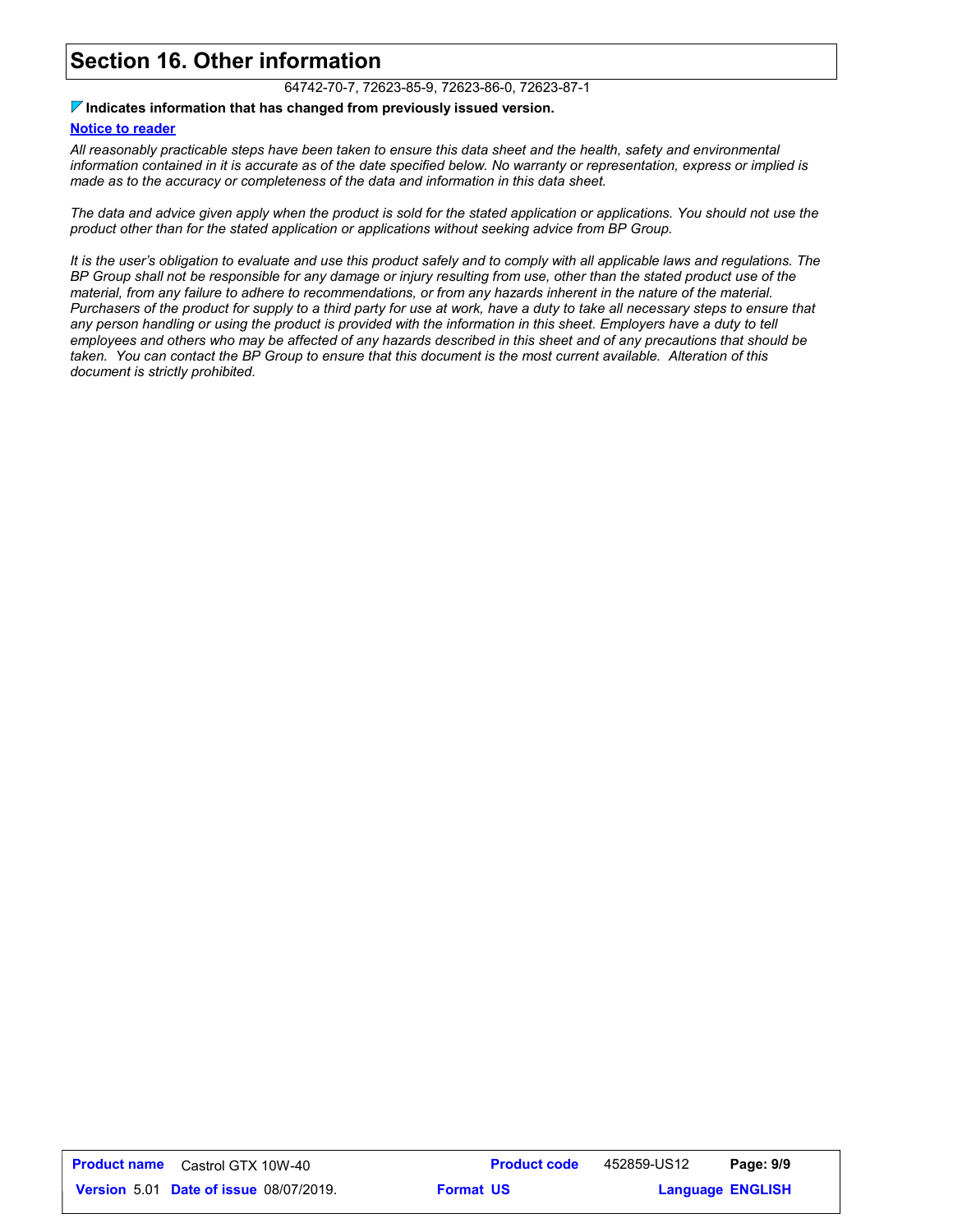# Section 16. Other information

64742-70-7, 72623-85-9, 72623-86-0, 72623-87-1

**Indicates information that has changed from previously issued version.**

**Notice to reader**

*All reasonably practicable steps have been taken to ensure this data sheet and the health, safety and environmental information contained in it is accurate as of the date specified below. No warranty or representation, express or implied is made as to the accuracy or completeness of the data and information in this data sheet.*

*The data and advice given apply when the product is sold for the stated application or applications. You should not use the product other than for the stated application or applications without seeking advice from BP Group.*

*It is the user's obligation to evaluate and use this product safely and to comply with all applicable laws and regulations. The BP Group shall not be responsible for any damage or injury resulting from use, other than the stated product use of the material, from any failure to adhere to recommendations, or from any hazards inherent in the nature of the material. Purchasers of the product for supply to a third party for use at work, have a duty to take all necessary steps to ensure that any person handling or using the product is provided with the information in this sheet. Employers have a duty to tell employees and others who may be affected of any hazards described in this sheet and of any precautions that should be taken. You can contact the BP Group to ensure that this document is the most current available. Alteration of this document is strictly prohibited.*